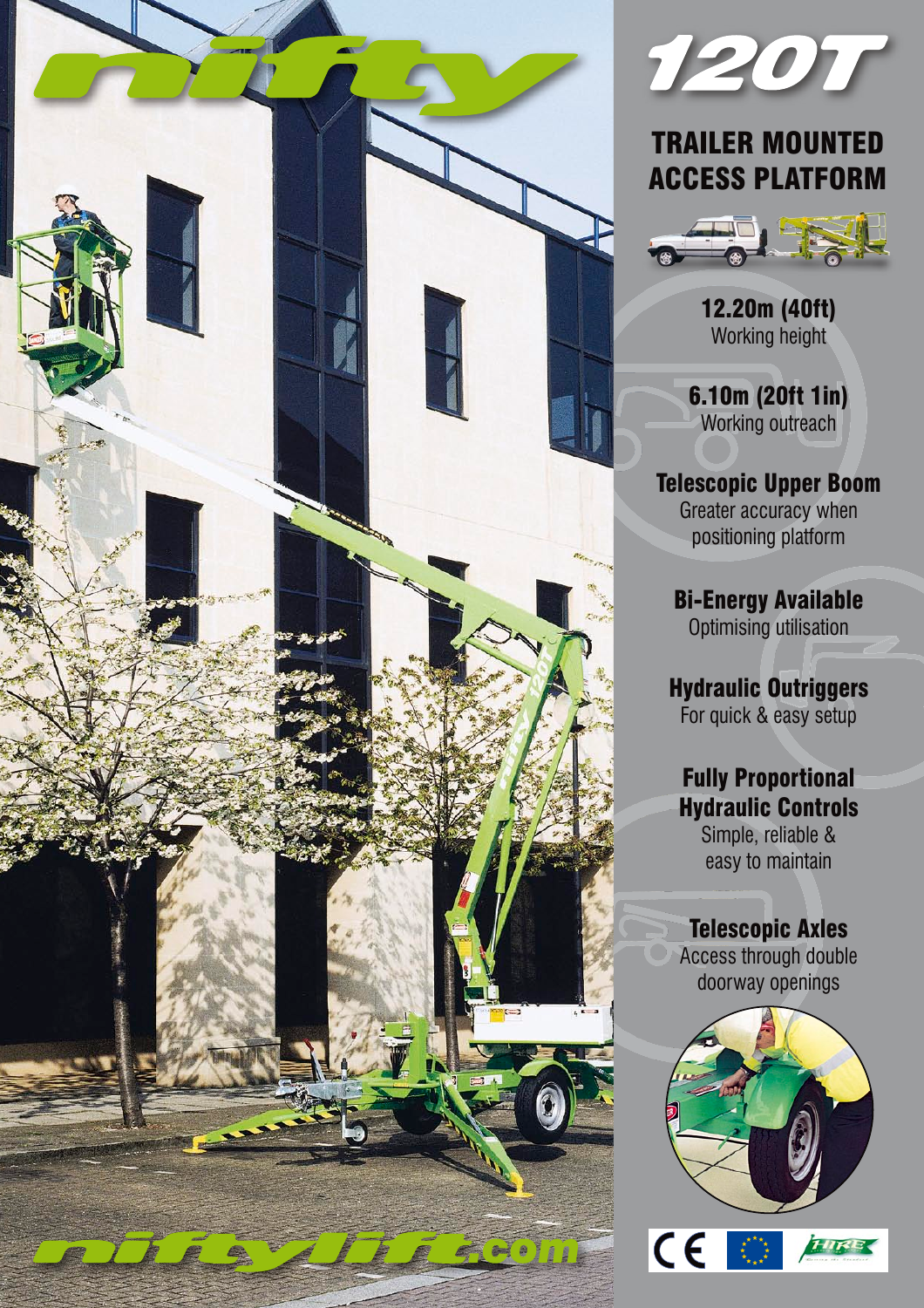# nifty

# 120T

## TRAILER MOUNTED ACCESS PLATFORM

**12.20m (40ft)**
Working height

**6.10m (20ft 1in)**
Working outreach

**Telescopic Upper Boom**
Greater accuracy when positioning platform

**Bi-Energy Available**
Optimising utilisation

**Hydraulic Outriggers**
For quick & easy setup

**Fully Proportional Hydraulic Controls**
Simple, reliable & easy to maintain

**Telescopic Axles**
Access through double doorway openings

niftylift.com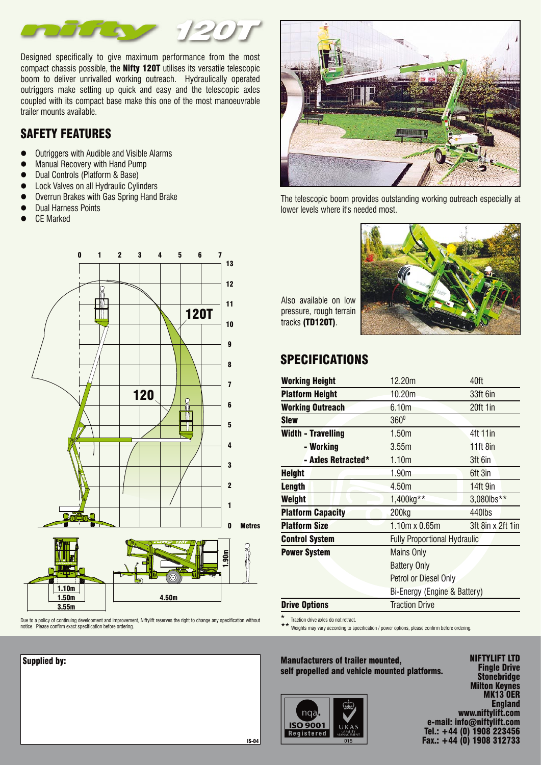# nifty 120T

Designed specifically to give maximum performance from the most compact chassis possible, the **Nifty 120T** utilises its versatile telescopic boom to deliver unrivalled working outreach. Hydraulically operated outriggers make setting up quick and easy and the telescopic axles coupled with its compact base make this one of the most manoeuvrable trailer mounts available.

## SAFETY FEATURES

- Outriggers with Audible and Visible Alarms
- Manual Recovery with Hand Pump
- Dual Controls (Platform & Base)
- Lock Valves on all Hydraulic Cylinders
- Overrun Brakes with Gas Spring Hand Brake
- Dual Harness Points
- CE Marked

0 1 2 3 4 5 6 7

13 12 11 10 9 8 7 6 5 4 3 2 1 0 Metres

120T

120

1.90m

1.10m

1.50m

3.55m

4.50m

Due to a policy of continuing development and improvement, Niftylift reserves the right to change any specification without notice. Please confirm exact specification before ordering.

The telescopic boom provides outstanding working outreach especially at lower levels where it's needed most.

Also available on low pressure, rough terrain tracks **(TD120T)**.

## SPECIFICATIONS

| | | |
|---|---|---|
| **Working Height** | 12.20m | 40ft |
| **Platform Height** | 10.20m | 33ft 6in |
| **Working Outreach** | 6.10m | 20ft 1in |
| **Slew** | 360° | |
| **Width - Travelling** | 1.50m | 4ft 11in |
| **- Working** | 3.55m | 11ft 8in |
| **- Axles Retracted*** | 1.10m | 3ft 6in |
| **Height** | 1.90m | 6ft 3in |
| **Length** | 4.50m | 14ft 9in |
| **Weight** | 1,400kg** | 3,080lbs** |
| **Platform Capacity** | 200kg | 440lbs |
| **Platform Size** | 1.10m x 0.65m | 3ft 8in x 2ft 1in |
| **Control System** | Fully Proportional Hydraulic | |
| **Power System** | Mains Only | |
| | Battery Only | |
| | Petrol or Diesel Only | |
| | Bi-Energy (Engine & Battery) | |
| **Drive Options** | Traction Drive | |

\* Traction drive axles do not retract.

** Weights may vary according to specification / power options, please confirm before ordering.

**Supplied by:**

IS-04

**Manufacturers of trailer mounted, self propelled and vehicle mounted platforms.**

nqa. ISO 9001 Registered

UKAS QUALITY MANAGEMENT 015

**NIFTYLIFT LTD**
**Fingle Drive**
**Stonebridge**
**Milton Keynes**
**MK13 0ER**
**England**
**www.niftylift.com**
**e-mail: info@niftylift.com**
**Tel.: +44 (0) 1908 223456**
**Fax.: +44 (0) 1908 312733**